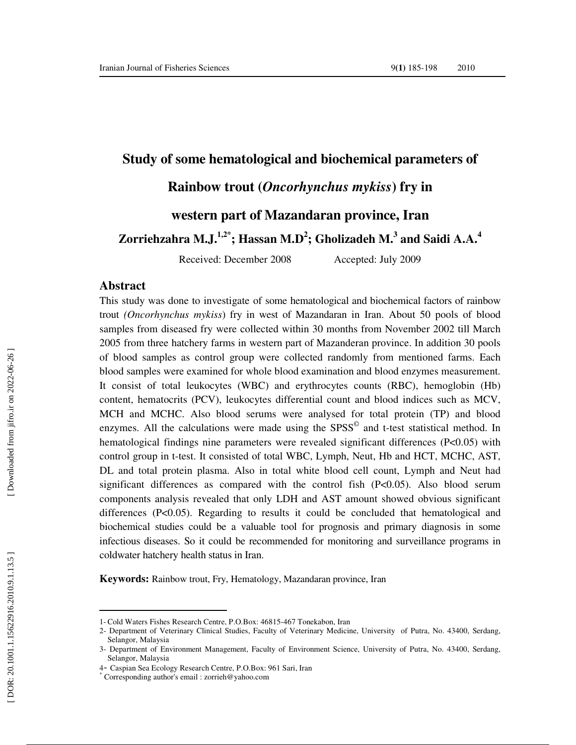# Study of some hematological and biochemical parameters of Rainbow trout (*Oncorhynchus mykiss*) fry in western part of Mazandaran province, Iran

**Zorriehzahra M.J.[1,2*]; Hassan M.D[2]; Gholizadeh M.[3] and Saidi A.A.[4]**

Received: December 2008 Accepted: July 2009

## Abstract

This study was done to investigate of some hematological and biochemical factors of rainbow trout *(Oncorhynchus mykiss*) fry in west of Mazandaran in Iran. About 50 pools of blood samples from diseased fry were collected within 30 months from November 2002 till March 2005 from three hatchery farms in western part of Mazanderan province. In addition 30 pools of blood samples as control group were collected randomly from mentioned farms. Each blood samples were examined for whole blood examination and blood enzymes measurement. It consist of total leukocytes (WBC) and erythrocytes counts (RBC), hemoglobin (Hb) content, hematocrits (PCV), leukocytes differential count and blood indices such as MCV, MCH and MCHC. Also blood serums were analysed for total protein (TP) and blood enzymes. All the calculations were made using the SPSS© and t-test statistical method. In hematological findings nine parameters were revealed significant differences ($P<0.05$) with control group in t-test. It consisted of total WBC, Lymph, Neut, Hb and HCT, MCHC, AST, DL and total protein plasma. Also in total white blood cell count, Lymph and Neut had significant differences as compared with the control fish ($P<0.05$). Also blood serum components analysis revealed that only LDH and AST amount showed obvious significant differences ($P<0.05$). Regarding to results it could be concluded that hematological and biochemical studies could be a valuable tool for prognosis and primary diagnosis in some infectious diseases. So it could be recommended for monitoring and surveillance programs in coldwater hatchery health status in Iran.

**Keywords:** Rainbow trout, Fry, Hematology, Mazandaran province, Iran

---

1- Cold Waters Fishes Research Centre, P.O.Box: 46815-467 Tonekabon, Iran

2- Department of Veterinary Clinical Studies, Faculty of Veterinary Medicine, University of Putra, No. 43400, Serdang, Selangor, Malaysia

3- Department of Environment Management, Faculty of Environment Science, University of Putra, No. 43400, Serdang, Selangor, Malaysia

4- Caspian Sea Ecology Research Centre, P.O.Box: 961 Sari, Iran

\* Corresponding author's email : zorrieh@yahoo.com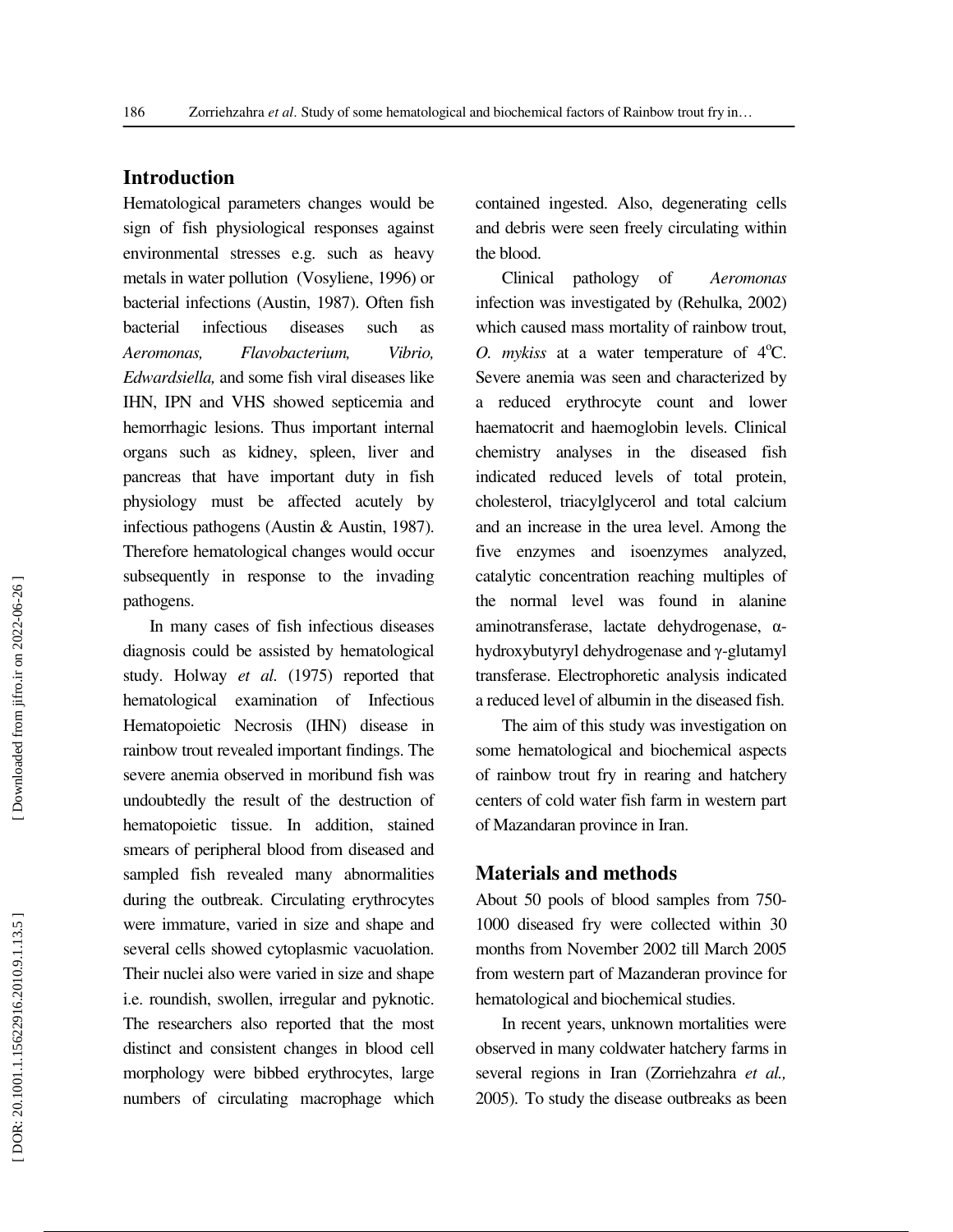## Introduction

Hematological parameters changes would be sign of fish physiological responses against environmental stresses e.g. such as heavy metals in water pollution (Vosyliene, 1996) or bacterial infections (Austin, 1987). Often fish bacterial infectious diseases such as *Aeromonas, Flavobacterium, Vibrio, Edwardsiella,* and some fish viral diseases like IHN, IPN and VHS showed septicemia and hemorrhagic lesions. Thus important internal organs such as kidney, spleen, liver and pancreas that have important duty in fish physiology must be affected acutely by infectious pathogens (Austin & Austin, 1987). Therefore hematological changes would occur subsequently in response to the invading pathogens.

In many cases of fish infectious diseases diagnosis could be assisted by hematological study. Holway *et al.* (1975) reported that hematological examination of Infectious Hematopoietic Necrosis (IHN) disease in rainbow trout revealed important findings. The severe anemia observed in moribund fish was undoubtedly the result of the destruction of hematopoietic tissue. In addition, stained smears of peripheral blood from diseased and sampled fish revealed many abnormalities during the outbreak. Circulating erythrocytes were immature, varied in size and shape and several cells showed cytoplasmic vacuolation. Their nuclei also were varied in size and shape i.e. roundish, swollen, irregular and pyknotic. The researchers also reported that the most distinct and consistent changes in blood cell morphology were bibbed erythrocytes, large numbers of circulating macrophage which contained ingested. Also, degenerating cells and debris were seen freely circulating within the blood.

Clinical pathology of *Aeromonas* infection was investigated by (Rehulka, 2002) which caused mass mortality of rainbow trout, *O. mykiss* at a water temperature of 4°C. Severe anemia was seen and characterized by a reduced erythrocyte count and lower haematocrit and haemoglobin levels. Clinical chemistry analyses in the diseased fish indicated reduced levels of total protein, cholesterol, triacylglycerol and total calcium and an increase in the urea level. Among the five enzymes and isoenzymes analyzed, catalytic concentration reaching multiples of the normal level was found in alanine aminotransferase, lactate dehydrogenase, α-hydroxybutyryl dehydrogenase and γ-glutamyl transferase. Electrophoretic analysis indicated a reduced level of albumin in the diseased fish.

The aim of this study was investigation on some hematological and biochemical aspects of rainbow trout fry in rearing and hatchery centers of cold water fish farm in western part of Mazandaran province in Iran.

## Materials and methods

About 50 pools of blood samples from 750-1000 diseased fry were collected within 30 months from November 2002 till March 2005 from western part of Mazanderan province for hematological and biochemical studies.

In recent years, unknown mortalities were observed in many coldwater hatchery farms in several regions in Iran (Zorriehzahra *et al.,* 2005). To study the disease outbreaks as been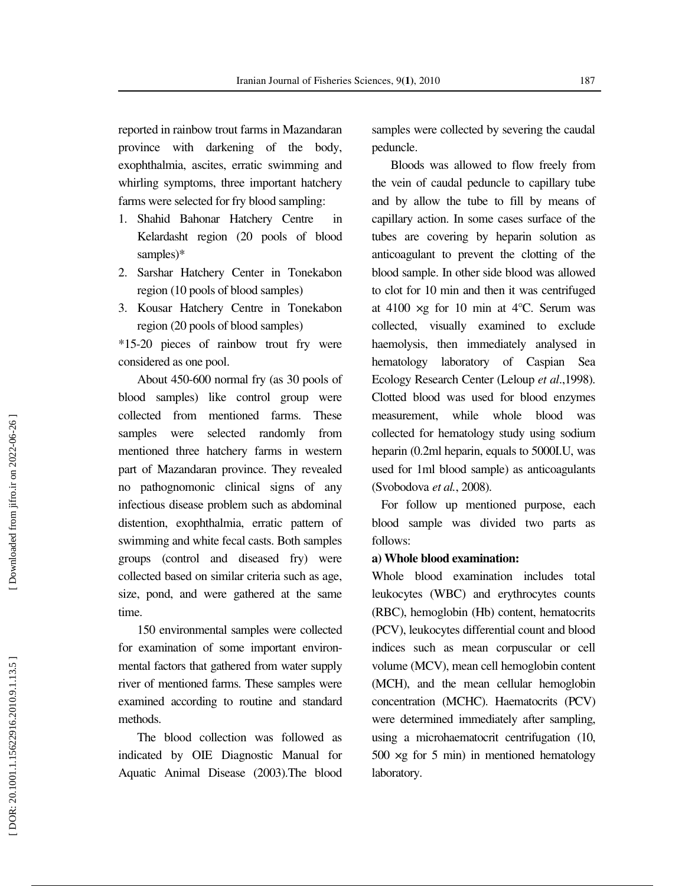reported in rainbow trout farms in Mazandaran province with darkening of the body, exophthalmia, ascites, erratic swimming and whirling symptoms, three important hatchery farms were selected for fry blood sampling:

1. Shahid Bahonar Hatchery Centre in Kelardasht region (20 pools of blood samples)*
2. Sarshar Hatchery Center in Tonekabon region (10 pools of blood samples)
3. Kousar Hatchery Centre in Tonekabon region (20 pools of blood samples)

*15-20 pieces of rainbow trout fry were considered as one pool.

About 450-600 normal fry (as 30 pools of blood samples) like control group were collected from mentioned farms. These samples were selected randomly from mentioned three hatchery farms in western part of Mazandaran province. They revealed no pathognomonic clinical signs of any infectious disease problem such as abdominal distention, exophthalmia, erratic pattern of swimming and white fecal casts. Both samples groups (control and diseased fry) were collected based on similar criteria such as age, size, pond, and were gathered at the same time.

150 environmental samples were collected for examination of some important environmental factors that gathered from water supply river of mentioned farms. These samples were examined according to routine and standard methods.

The blood collection was followed as indicated by OIE Diagnostic Manual for Aquatic Animal Disease (2003).The blood samples were collected by severing the caudal peduncle.

Bloods was allowed to flow freely from the vein of caudal peduncle to capillary tube and by allow the tube to fill by means of capillary action. In some cases surface of the tubes are covering by heparin solution as anticoagulant to prevent the clotting of the blood sample. In other side blood was allowed to clot for 10 min and then it was centrifuged at 4100 ×g for 10 min at 4°C. Serum was collected, visually examined to exclude haemolysis, then immediately analysed in hematology laboratory of Caspian Sea Ecology Research Center (Leloup *et al*.,1998). Clotted blood was used for blood enzymes measurement, while whole blood was collected for hematology study using sodium heparin (0.2ml heparin, equals to 5000I.U, was used for 1ml blood sample) as anticoagulants (Svobodova *et al.*, 2008).

For follow up mentioned purpose, each blood sample was divided two parts as follows:

**a) Whole blood examination:**

Whole blood examination includes total leukocytes (WBC) and erythrocytes counts (RBC), hemoglobin (Hb) content, hematocrits (PCV), leukocytes differential count and blood indices such as mean corpuscular or cell volume (MCV), mean cell hemoglobin content (MCH), and the mean cellular hemoglobin concentration (MCHC). Haematocrits (PCV) were determined immediately after sampling, using a microhaematocrit centrifugation (10, 500 ×g for 5 min) in mentioned hematology laboratory.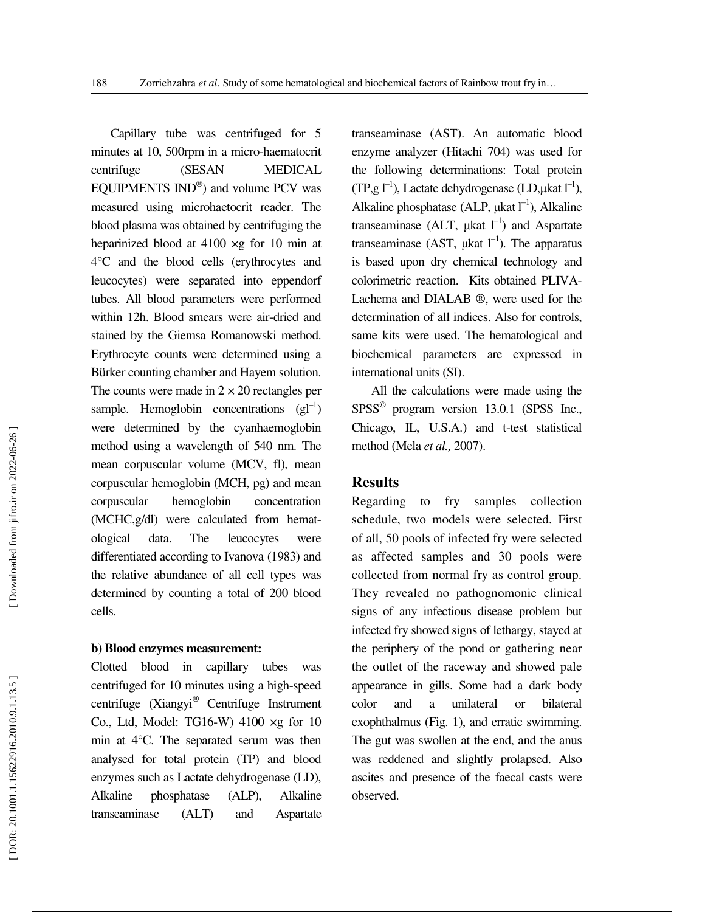Capillary tube was centrifuged for 5 minutes at 10, 500rpm in a micro-haematocrit centrifuge (SESAN MEDICAL EQUIPMENTS IND®) and volume PCV was measured using microhaetocrit reader. The blood plasma was obtained by centrifuging the heparinized blood at 4100 ×g for 10 min at 4°C and the blood cells (erythrocytes and leucocytes) were separated into eppendorf tubes. All blood parameters were performed within 12h. Blood smears were air-dried and stained by the Giemsa Romanowski method. Erythrocyte counts were determined using a Bürker counting chamber and Hayem solution. The counts were made in 2 × 20 rectangles per sample. Hemoglobin concentrations ($gl^{-1}$) were determined by the cyanhaemoglobin method using a wavelength of 540 nm. The mean corpuscular volume (MCV, fl), mean corpuscular hemoglobin (MCH, pg) and mean corpuscular hemoglobin concentration (MCHC,g/dl) were calculated from hematological data. The leucocytes were differentiated according to Ivanova (1983) and the relative abundance of all cell types was determined by counting a total of 200 blood cells.

**b) Blood enzymes measurement:**

Clotted blood in capillary tubes was centrifuged for 10 minutes using a high-speed centrifuge (Xiangyi® Centrifuge Instrument Co., Ltd, Model: TG16-W) 4100 ×g for 10 min at 4°C. The separated serum was then analysed for total protein (TP) and blood enzymes such as Lactate dehydrogenase (LD), Alkaline phosphatase (ALP), Alkaline transeaminase (ALT) and Aspartate transeaminase (AST). An automatic blood enzyme analyzer (Hitachi 704) was used for the following determinations: Total protein (TP,g $l^{-1}$), Lactate dehydrogenase (LD,μkat $l^{-1}$), Alkaline phosphatase (ALP, μkat $l^{-1}$), Alkaline transeaminase (ALT, μkat $l^{-1}$) and Aspartate transeaminase (AST, μkat $l^{-1}$). The apparatus is based upon dry chemical technology and colorimetric reaction. Kits obtained PLIVA-Lachema and DIALAB ®, were used for the determination of all indices. Also for controls, same kits were used. The hematological and biochemical parameters are expressed in international units (SI).

All the calculations were made using the SPSS© program version 13.0.1 (SPSS Inc., Chicago, IL, U.S.A.) and t-test statistical method (Mela *et al.,* 2007).

## Results

Regarding to fry samples collection schedule, two models were selected. First of all, 50 pools of infected fry were selected as affected samples and 30 pools were collected from normal fry as control group. They revealed no pathognomonic clinical signs of any infectious disease problem but infected fry showed signs of lethargy, stayed at the periphery of the pond or gathering near the outlet of the raceway and showed pale appearance in gills. Some had a dark body color and a unilateral or bilateral exophthalmus (Fig. 1), and erratic swimming. The gut was swollen at the end, and the anus was reddened and slightly prolapsed. Also ascites and presence of the faecal casts were observed.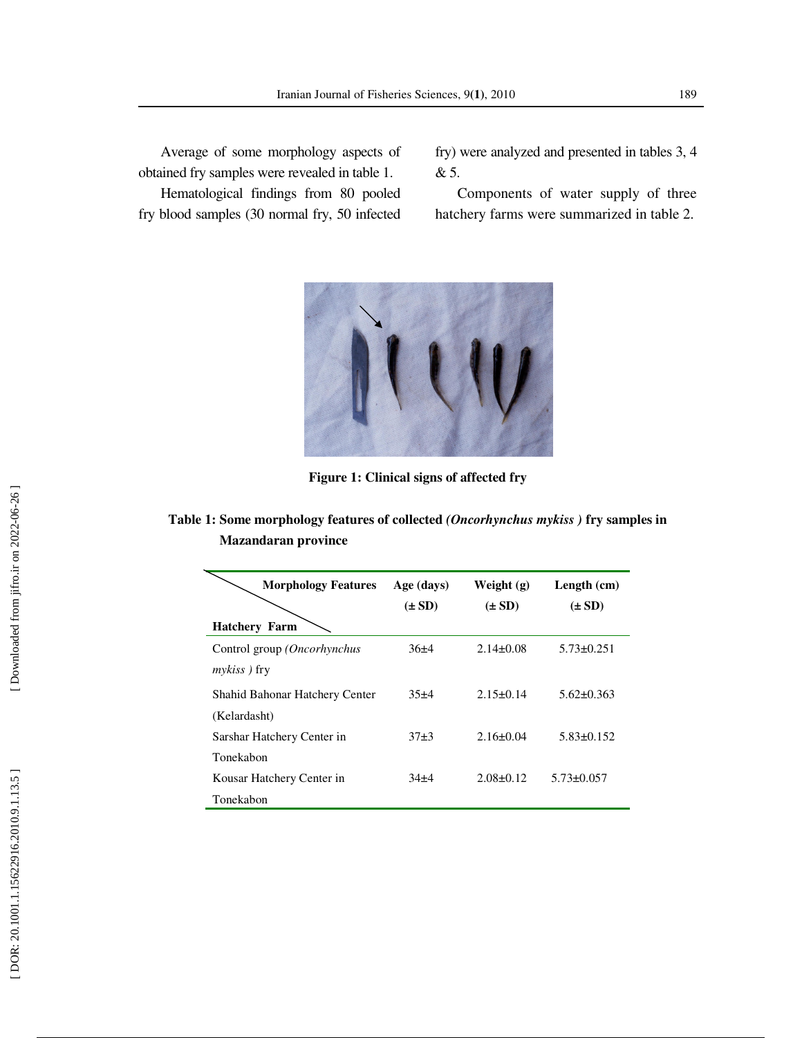Average of some morphology aspects of obtained fry samples were revealed in table 1.

Hematological findings from 80 pooled fry blood samples (30 normal fry, 50 infected fry) were analyzed and presented in tables 3, 4 & 5.

Components of water supply of three hatchery farms were summarized in table 2.

**Figure 1: Clinical signs of affected fry**

**Table 1: Some morphology features of collected *(Oncorhynchus mykiss )* fry samples in Mazandaran province**

| Hatchery Farm \ Morphology Features | Age (days) (± SD) | Weight (g) (± SD) | Length (cm) (± SD) |
|---|---|---|---|
| Control group *(Oncorhynchus mykiss )* fry | 36±4 | 2.14±0.08 | 5.73±0.251 |
| Shahid Bahonar Hatchery Center (Kelardasht) | 35±4 | 2.15±0.14 | 5.62±0.363 |
| Sarshar Hatchery Center in Tonekabon | 37±3 | 2.16±0.04 | 5.83±0.152 |
| Kousar Hatchery Center in Tonekabon | 34±4 | 2.08±0.12 | 5.73±0.057 |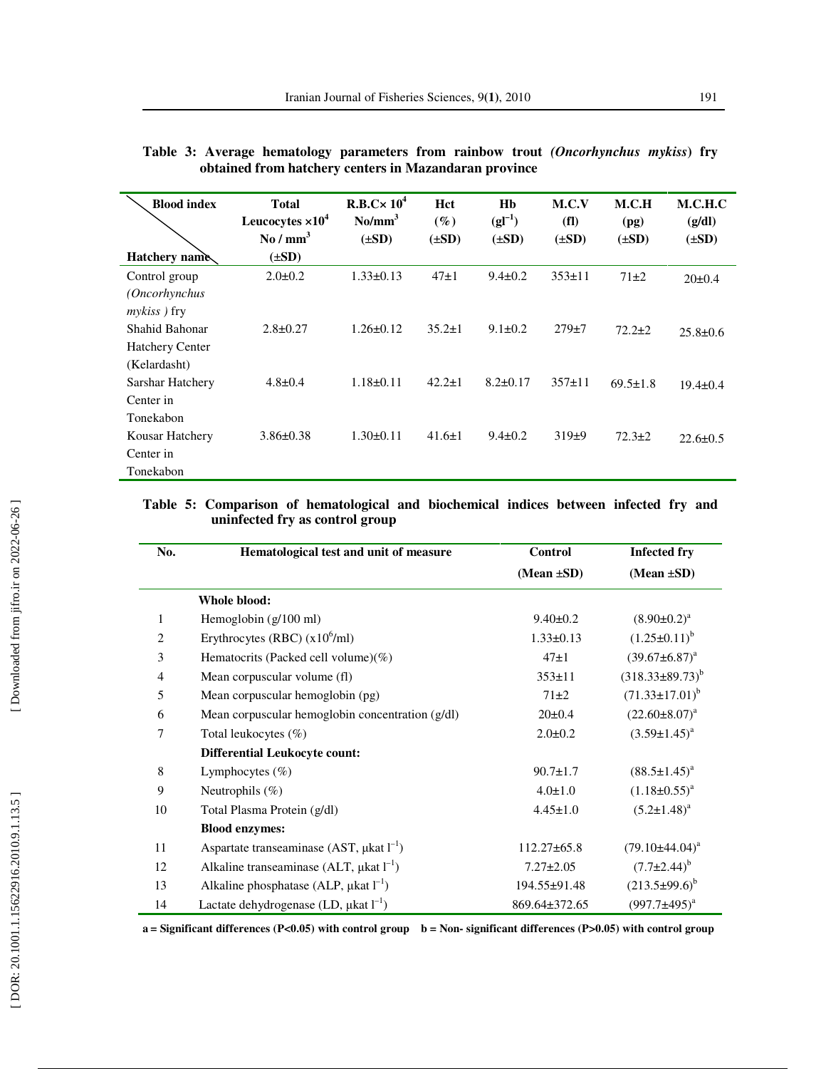**Table 3: Average hematology parameters from rainbow trout *(Oncorhynchus mykiss)* fry obtained from hatchery centers in Mazandaran province**

| Hatchery name \ Blood index | Total Leucocytes ×$10^4$ No / $mm^3$ (±SD) | R.B.C× $10^4$ No/$mm^3$ (±SD) | Hct (%) (±SD) | Hb ($gl^{-1}$) (±SD) | M.C.V (fl) (±SD) | M.C.H (pg) (±SD) | M.C.H.C (g/dl) (±SD) |
|---|---|---|---|---|---|---|---|
| Control group *(Oncorhynchus mykiss )* fry | 2.0±0.2 | 1.33±0.13 | 47±1 | 9.4±0.2 | 353±11 | 71±2 | 20±0.4 |
| Shahid Bahonar Hatchery Center (Kelardasht) | 2.8±0.27 | 1.26±0.12 | 35.2±1 | 9.1±0.2 | 279±7 | 72.2±2 | 25.8±0.6 |
| Sarshar Hatchery Center in Tonekabon | 4.8±0.4 | 1.18±0.11 | 42.2±1 | 8.2±0.17 | 357±11 | 69.5±1.8 | 19.4±0.4 |
| Kousar Hatchery Center in Tonekabon | 3.86±0.38 | 1.30±0.11 | 41.6±1 | 9.4±0.2 | 319±9 | 72.3±2 | 22.6±0.5 |

**Table 5: Comparison of hematological and biochemical indices between infected fry and uninfected fry as control group**

| No. | Hematological test and unit of measure | Control (Mean ±SD) | Infected fry (Mean ±SD) |
|---|---|---|---|
| | **Whole blood:** | | |
| 1 | Hemoglobin (g/100 ml) | 9.40±0.2 | (8.90±0.2)[a] |
| 2 | Erythrocytes (RBC) (x$10^6$/ml) | 1.33±0.13 | (1.25±0.11)[b] |
| 3 | Hematocrits (Packed cell volume)(%) | 47±1 | (39.67±6.87)[a] |
| 4 | Mean corpuscular volume (fl) | 353±11 | (318.33±89.73)[b] |
| 5 | Mean corpuscular hemoglobin (pg) | 71±2 | (71.33±17.01)[b] |
| 6 | Mean corpuscular hemoglobin concentration (g/dl) | 20±0.4 | (22.60±8.07)[a] |
| 7 | Total leukocytes (%) | 2.0±0.2 | (3.59±1.45)[a] |
| | **Differential Leukocyte count:** | | |
| 8 | Lymphocytes (%) | 90.7±1.7 | (88.5±1.45)[a] |
| 9 | Neutrophils (%) | 4.0±1.0 | (1.18±0.55)[a] |
| 10 | Total Plasma Protein (g/dl) | 4.45±1.0 | (5.2±1.48)[a] |
| | **Blood enzymes:** | | |
| 11 | Aspartate transeaminase (AST, μkat $l^{-1}$) | 112.27±65.8 | (79.10±44.04)[a] |
| 12 | Alkaline transeaminase (ALT, μkat $l^{-1}$) | 7.27±2.05 | (7.7±2.44)[b] |
| 13 | Alkaline phosphatase (ALP, μkat $l^{-1}$) | 194.55±91.48 | (213.5±99.6)[b] |
| 14 | Lactate dehydrogenase (LD, μkat $l^{-1}$) | 869.64±372.65 | (997.7±495)[a] |

**a = Significant differences (P<0.05) with control group  b = Non- significant differences (P>0.05) with control group**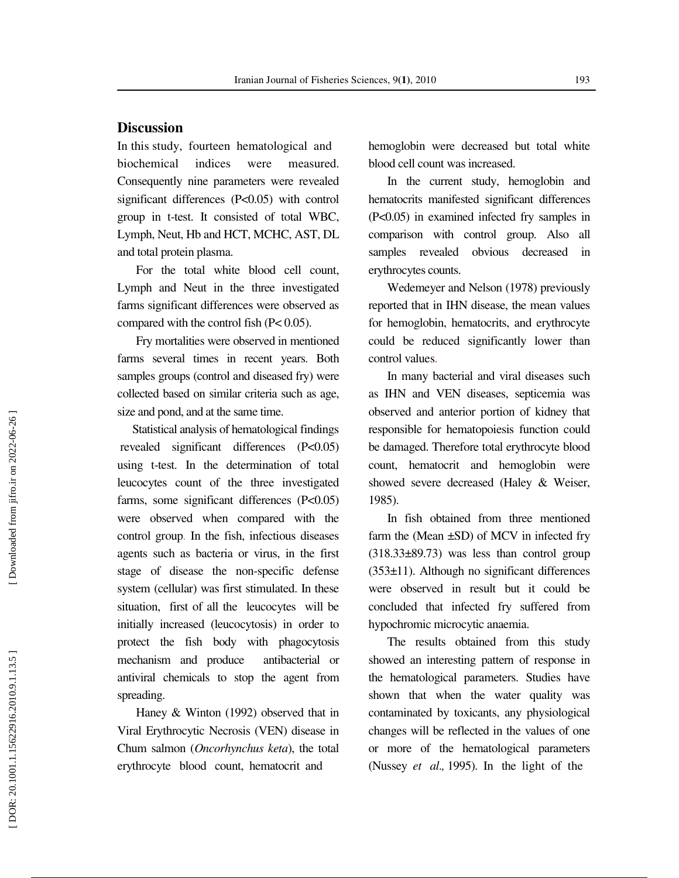## Discussion

In this study, fourteen hematological and biochemical indices were measured. Consequently nine parameters were revealed significant differences ($P<0.05$) with control group in t-test. It consisted of total WBC, Lymph, Neut, Hb and HCT, MCHC, AST, DL and total protein plasma.

For the total white blood cell count, Lymph and Neut in the three investigated farms significant differences were observed as compared with the control fish ($P< 0.05$).

Fry mortalities were observed in mentioned farms several times in recent years. Both samples groups (control and diseased fry) were collected based on similar criteria such as age, size and pond, and at the same time.

Statistical analysis of hematological findings revealed significant differences ($P<0.05$) using t-test. In the determination of total leucocytes count of the three investigated farms, some significant differences ($P<0.05$) were observed when compared with the control group. In the fish, infectious diseases agents such as bacteria or virus, in the first stage of disease the non-specific defense system (cellular) was first stimulated. In these situation, first of all the leucocytes will be initially increased (leucocytosis) in order to protect the fish body with phagocytosis mechanism and produce antibacterial or antiviral chemicals to stop the agent from spreading.

Haney & Winton (1992) observed that in Viral Erythrocytic Necrosis (VEN) disease in Chum salmon (*Oncorhynchus keta*), the total erythrocyte blood count, hematocrit and hemoglobin were decreased but total white blood cell count was increased.

In the current study, hemoglobin and hematocrits manifested significant differences ($P<0.05$) in examined infected fry samples in comparison with control group. Also all samples revealed obvious decreased in erythrocytes counts.

Wedemeyer and Nelson (1978) previously reported that in IHN disease, the mean values for hemoglobin, hematocrits, and erythrocyte could be reduced significantly lower than control values.

In many bacterial and viral diseases such as IHN and VEN diseases, septicemia was observed and anterior portion of kidney that responsible for hematopoiesis function could be damaged. Therefore total erythrocyte blood count, hematocrit and hemoglobin were showed severe decreased (Haley & Weiser, 1985).

In fish obtained from three mentioned farm the (Mean ±SD) of MCV in infected fry (318.33±89.73) was less than control group (353±11). Although no significant differences were observed in result but it could be concluded that infected fry suffered from hypochromic microcytic anaemia.

The results obtained from this study showed an interesting pattern of response in the hematological parameters. Studies have shown that when the water quality was contaminated by toxicants, any physiological changes will be reflected in the values of one or more of the hematological parameters (Nussey *et al.,* 1995). In the light of the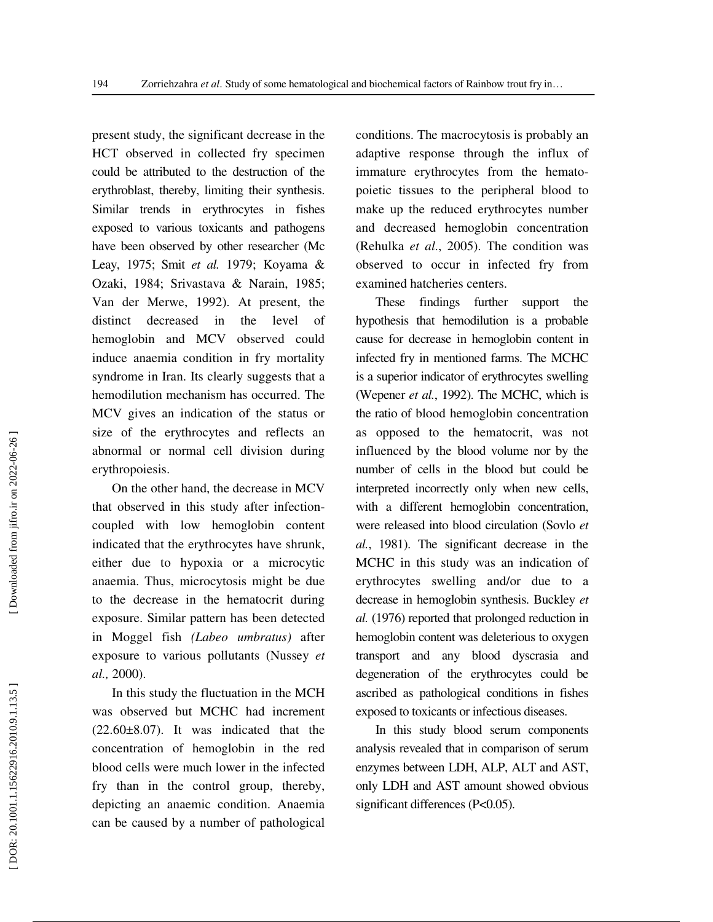present study, the significant decrease in the HCT observed in collected fry specimen could be attributed to the destruction of the erythroblast, thereby, limiting their synthesis. Similar trends in erythrocytes in fishes exposed to various toxicants and pathogens have been observed by other researcher (Mc Leay, 1975; Smit *et al.* 1979; Koyama & Ozaki, 1984; Srivastava & Narain, 1985; Van der Merwe, 1992). At present, the distinct decreased in the level of hemoglobin and MCV observed could induce anaemia condition in fry mortality syndrome in Iran. Its clearly suggests that a hemodilution mechanism has occurred. The MCV gives an indication of the status or size of the erythrocytes and reflects an abnormal or normal cell division during erythropoiesis.

On the other hand, the decrease in MCV that observed in this study after infection-coupled with low hemoglobin content indicated that the erythrocytes have shrunk, either due to hypoxia or a microcytic anaemia. Thus, microcytosis might be due to the decrease in the hematocrit during exposure. Similar pattern has been detected in Moggel fish *(Labeo umbratus)* after exposure to various pollutants (Nussey *et al.,* 2000).

In this study the fluctuation in the MCH was observed but MCHC had increment (22.60±8.07). It was indicated that the concentration of hemoglobin in the red blood cells were much lower in the infected fry than in the control group, thereby, depicting an anaemic condition. Anaemia can be caused by a number of pathological conditions. The macrocytosis is probably an adaptive response through the influx of immature erythrocytes from the hemato-poietic tissues to the peripheral blood to make up the reduced erythrocytes number and decreased hemoglobin concentration (Rehulka *et al*., 2005). The condition was observed to occur in infected fry from examined hatcheries centers.

These findings further support the hypothesis that hemodilution is a probable cause for decrease in hemoglobin content in infected fry in mentioned farms. The MCHC is a superior indicator of erythrocytes swelling (Wepener *et al.*, 1992). The MCHC, which is the ratio of blood hemoglobin concentration as opposed to the hematocrit, was not influenced by the blood volume nor by the number of cells in the blood but could be interpreted incorrectly only when new cells, with a different hemoglobin concentration, were released into blood circulation (Sovlo *et al.*, 1981). The significant decrease in the MCHC in this study was an indication of erythrocytes swelling and/or due to a decrease in hemoglobin synthesis. Buckley *et al.* (1976) reported that prolonged reduction in hemoglobin content was deleterious to oxygen transport and any blood dyscrasia and degeneration of the erythrocytes could be ascribed as pathological conditions in fishes exposed to toxicants or infectious diseases.

In this study blood serum components analysis revealed that in comparison of serum enzymes between LDH, ALP, ALT and AST, only LDH and AST amount showed obvious significant differences ($P<0.05$).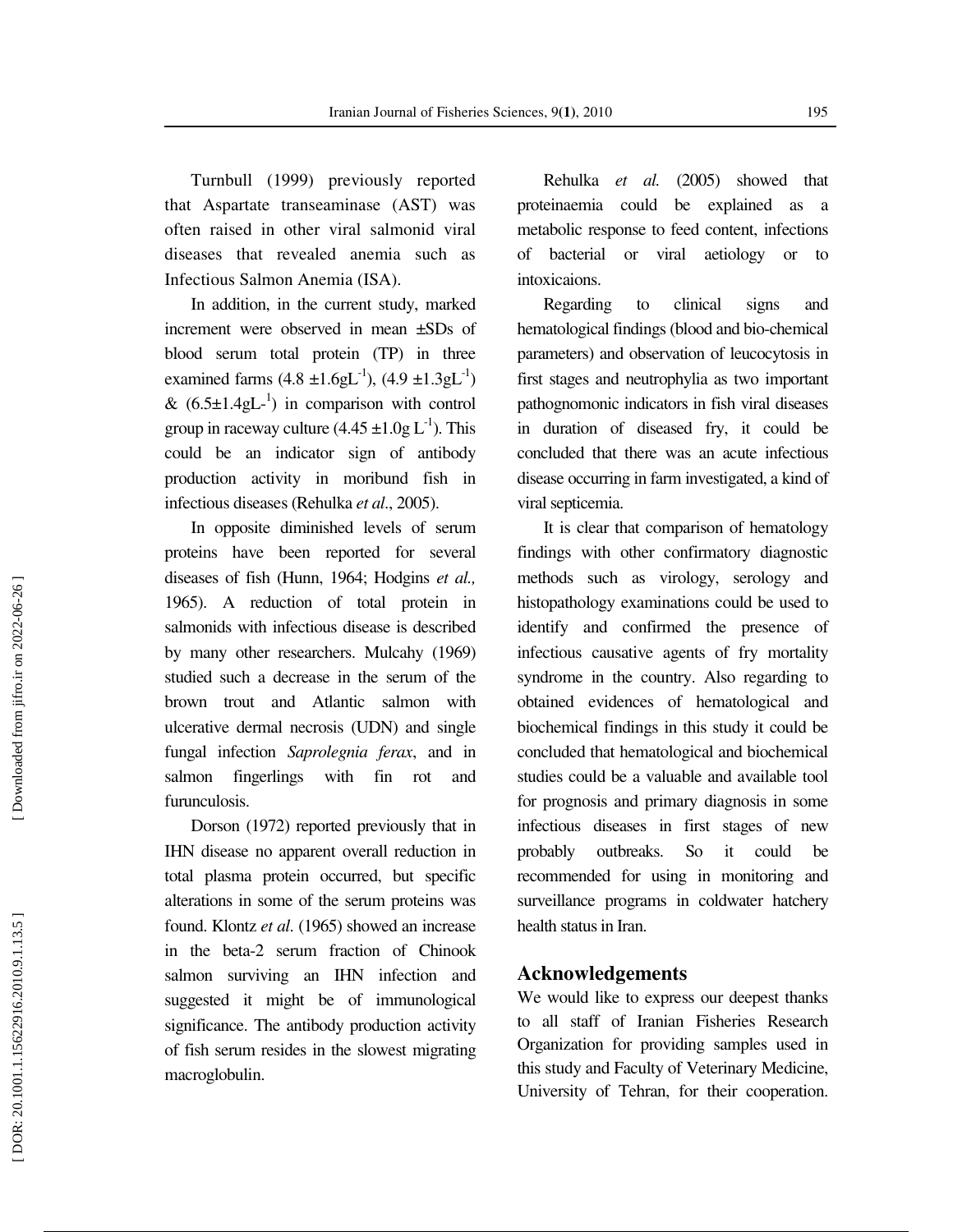Turnbull (1999) previously reported that Aspartate transeaminase (AST) was often raised in other viral salmonid viral diseases that revealed anemia such as Infectious Salmon Anemia (ISA).

In addition, in the current study, marked increment were observed in mean ±SDs of blood serum total protein (TP) in three examined farms ($4.8 \pm 1.6 gL^{-1}$), ($4.9 \pm 1.3 gL^{-1}$) & ($6.5 \pm 1.4 gL$-$^{1}$) in comparison with control group in raceway culture ($4.45 \pm 1.0 g\,L^{-1}$). This could be an indicator sign of antibody production activity in moribund fish in infectious diseases (Rehulka *et al*., 2005).

In opposite diminished levels of serum proteins have been reported for several diseases of fish (Hunn, 1964; Hodgins *et al.,* 1965). A reduction of total protein in salmonids with infectious disease is described by many other researchers. Mulcahy (1969) studied such a decrease in the serum of the brown trout and Atlantic salmon with ulcerative dermal necrosis (UDN) and single fungal infection *Saprolegnia ferax*, and in salmon fingerlings with fin rot and furunculosis.

Dorson (1972) reported previously that in IHN disease no apparent overall reduction in total plasma protein occurred, but specific alterations in some of the serum proteins was found. Klontz *et al.* (1965) showed an increase in the beta-2 serum fraction of Chinook salmon surviving an IHN infection and suggested it might be of immunological significance. The antibody production activity of fish serum resides in the slowest migrating macroglobulin.

Rehulka *et al.* (2005) showed that proteinaemia could be explained as a metabolic response to feed content, infections of bacterial or viral aetiology or to intoxicaions.

Regarding to clinical signs and hematological findings (blood and bio-chemical parameters) and observation of leucocytosis in first stages and neutrophylia as two important pathognomonic indicators in fish viral diseases in duration of diseased fry, it could be concluded that there was an acute infectious disease occurring in farm investigated, a kind of viral septicemia.

It is clear that comparison of hematology findings with other confirmatory diagnostic methods such as virology, serology and histopathology examinations could be used to identify and confirmed the presence of infectious causative agents of fry mortality syndrome in the country. Also regarding to obtained evidences of hematological and biochemical findings in this study it could be concluded that hematological and biochemical studies could be a valuable and available tool for prognosis and primary diagnosis in some infectious diseases in first stages of new probably outbreaks. So it could be recommended for using in monitoring and surveillance programs in coldwater hatchery health status in Iran.

## Acknowledgements

We would like to express our deepest thanks to all staff of Iranian Fisheries Research Organization for providing samples used in this study and Faculty of Veterinary Medicine, University of Tehran, for their cooperation.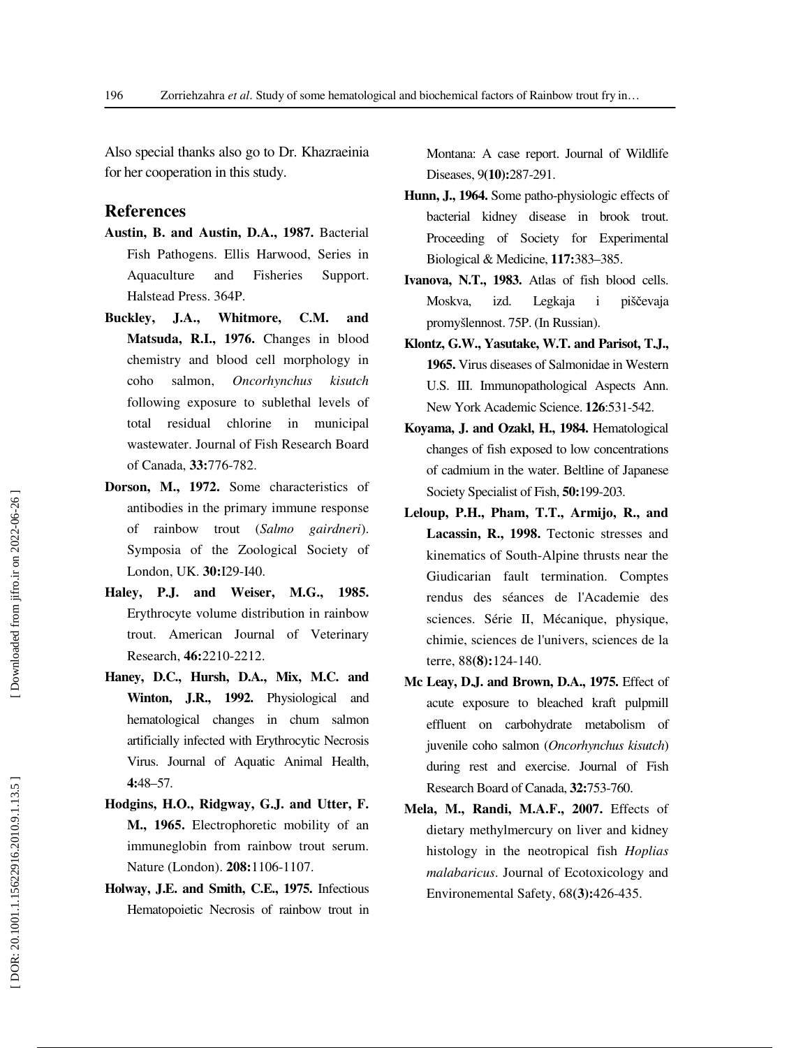Also special thanks also go to Dr. Khazraeinia for her cooperation in this study.

## References

**Austin, B. and Austin, D.A., 1987.** Bacterial Fish Pathogens. Ellis Harwood, Series in Aquaculture and Fisheries Support. Halstead Press. 364P.

**Buckley, J.A., Whitmore, C.M. and Matsuda, R.I., 1976.** Changes in blood chemistry and blood cell morphology in coho salmon, *Oncorhynchus kisutch* following exposure to sublethal levels of total residual chlorine in municipal wastewater. Journal of Fish Research Board of Canada, **33:**776-782.

**Dorson, M., 1972.** Some characteristics of antibodies in the primary immune response of rainbow trout (*Salmo gairdneri*). Symposia of the Zoological Society of London, UK. **30:**I29-I40.

**Haley, P.J. and Weiser, M.G., 1985.** Erythrocyte volume distribution in rainbow trout. American Journal of Veterinary Research, **46:**2210-2212.

**Haney, D.C., Hursh, D.A., Mix, M.C. and Winton, J.R., 1992.** Physiological and hematological changes in chum salmon artificially infected with Erythrocytic Necrosis Virus. Journal of Aquatic Animal Health, **4:**48–57.

**Hodgins, H.O., Ridgway, G.J. and Utter, F. M., 1965.** Electrophoretic mobility of an immuneglobin from rainbow trout serum. Nature (London). **208:**1106-1107.

**Holway, J.E. and Smith, C.E., 1975.** Infectious Hematopoietic Necrosis of rainbow trout in Montana: A case report. Journal of Wildlife Diseases, 9**(10):**287-291.

**Hunn, J., 1964.** Some patho-physiologic effects of bacterial kidney disease in brook trout. Proceeding of Society for Experimental Biological & Medicine, **117:**383–385.

**Ivanova, N.T., 1983.** Atlas of fish blood cells. Moskva, izd. Legkaja i piščevaja promyšlennost. 75P. (In Russian).

**Klontz, G.W., Yasutake, W.T. and Parisot, T.J., 1965.** Virus diseases of Salmonidae in Western U.S. III. Immunopathological Aspects Ann. New York Academic Science. **126**:531-542.

**Koyama, J. and Ozakl, H., 1984.** Hematological changes of fish exposed to low concentrations of cadmium in the water. Beltline of Japanese Society Specialist of Fish, **50:**199-203.

**Leloup, P.H., Pham, T.T., Armijo, R., and Lacassin, R., 1998.** Tectonic stresses and kinematics of South-Alpine thrusts near the Giudicarian fault termination. Comptes rendus des séances de l'Academie des sciences. Série II, Mécanique, physique, chimie, sciences de l'univers, sciences de la terre, 88**(8):**124-140.

**Mc Leay, D.J. and Brown, D.A., 1975.** Effect of acute exposure to bleached kraft pulpmill effluent on carbohydrate metabolism of juvenile coho salmon (*Oncorhynchus kisutch*) during rest and exercise. Journal of Fish Research Board of Canada, **32:**753-760.

**Mela, M., Randi, M.A.F., 2007.** Effects of dietary methylmercury on liver and kidney histology in the neotropical fish *Hoplias malabaricus*. Journal of Ecotoxicology and Environemental Safety, 68**(3):**426-435.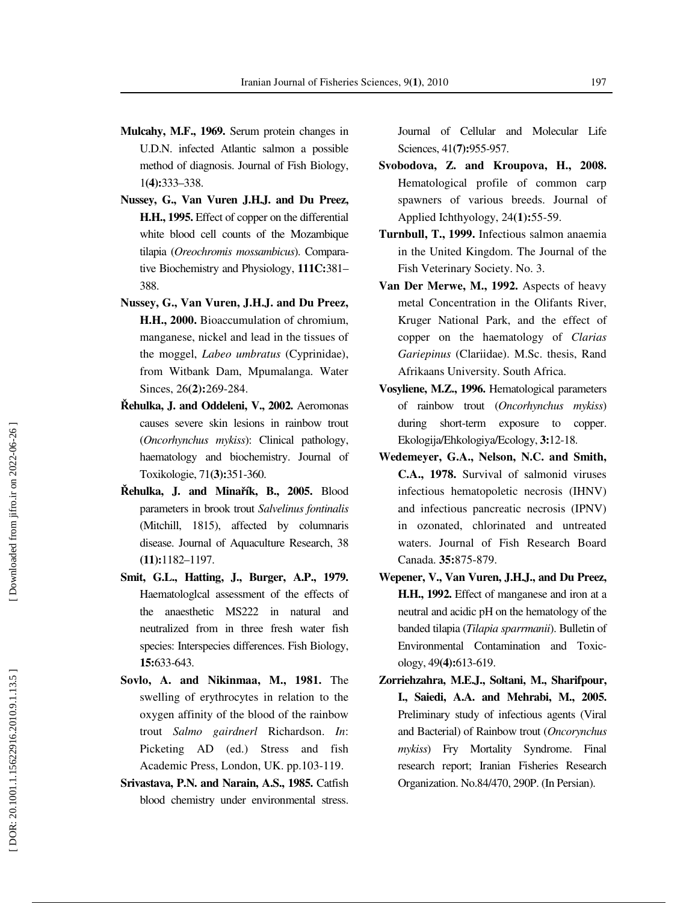**Mulcahy, M.F., 1969.** Serum protein changes in U.D.N. infected Atlantic salmon a possible method of diagnosis. Journal of Fish Biology, 1**(4):**333–338.

**Nussey, G., Van Vuren J.H.J. and Du Preez, H.H., 1995.** Effect of copper on the differential white blood cell counts of the Mozambique tilapia (*Oreochromis mossambicus*). Comparative Biochemistry and Physiology, **111C:**381–388.

**Nussey, G., Van Vuren, J.H.J. and Du Preez, H.H., 2000.** Bioaccumulation of chromium, manganese, nickel and lead in the tissues of the moggel, *Labeo umbratus* (Cyprinidae), from Witbank Dam, Mpumalanga. Water Sinces, 26**(2):**269-284.

**Řehulka, J. and Oddeleni, V., 2002.** Aeromonas causes severe skin lesions in rainbow trout (*Oncorhynchus mykiss*): Clinical pathology, haematology and biochemistry. Journal of Toxikologie, 71**(3):**351-360.

**Řehulka, J. and Minařík, B., 2005.** Blood parameters in brook trout *Salvelinus fontinalis* (Mitchill, 1815), affected by columnaris disease. Journal of Aquaculture Research, 38 **(11):**1182–1197.

**Smit, G.L., Hatting, J., Burger, A.P., 1979.** Haematologlcal assessment of the effects of the anaesthetic MS222 in natural and neutralized from in three fresh water fish species: Interspecies differences. Fish Biology, **15:**633-643.

**Sovlo, A. and Nikinmaa, M., 1981.** The swelling of erythrocytes in relation to the oxygen affinity of the blood of the rainbow trout *Salmo gairdnerl* Richardson. *In*: Picketing AD (ed.) Stress and fish Academic Press, London, UK. pp.103-119.

**Srivastava, P.N. and Narain, A.S., 1985.** Catfish blood chemistry under environmental stress. Journal of Cellular and Molecular Life Sciences, 41**(7):**955-957.

**Svobodova, Z. and Kroupova, H., 2008.** Hematological profile of common carp spawners of various breeds. Journal of Applied Ichthyology, 24**(1):**55-59.

**Turnbull, T., 1999.** Infectious salmon anaemia in the United Kingdom. The Journal of the Fish Veterinary Society. No. 3.

**Van Der Merwe, M., 1992.** Aspects of heavy metal Concentration in the Olifants River, Kruger National Park, and the effect of copper on the haematology of *Clarias Gariepinus* (Clariidae). M.Sc. thesis, Rand Afrikaans University. South Africa.

**Vosyliene, M.Z., 1996.** Hematological parameters of rainbow trout (*Oncorhynchus mykiss*) during short-term exposure to copper. Ekologija/Ehkologiya/Ecology, **3:**12-18.

**Wedemeyer, G.A., Nelson, N.C. and Smith, C.A., 1978.** Survival of salmonid viruses infectious hematopoletic necrosis (IHNV) and infectious pancreatic necrosis (IPNV) in ozonated, chlorinated and untreated waters. Journal of Fish Research Board Canada. **35:**875-879.

**Wepener, V., Van Vuren, J.H.J., and Du Preez, H.H., 1992.** Effect of manganese and iron at a neutral and acidic pH on the hematology of the banded tilapia (*Tilapia sparrmanii*). Bulletin of Environmental Contamination and Toxicology, 49**(4):**613-619.

**Zorriehzahra, M.E.J., Soltani, M., Sharifpour, I., Saiedi, A.A. and Mehrabi, M., 2005.** Preliminary study of infectious agents (Viral and Bacterial) of Rainbow trout (*Oncorynchus mykiss*) Fry Mortality Syndrome. Final research report; Iranian Fisheries Research Organization. No.84/470, 290P. (In Persian).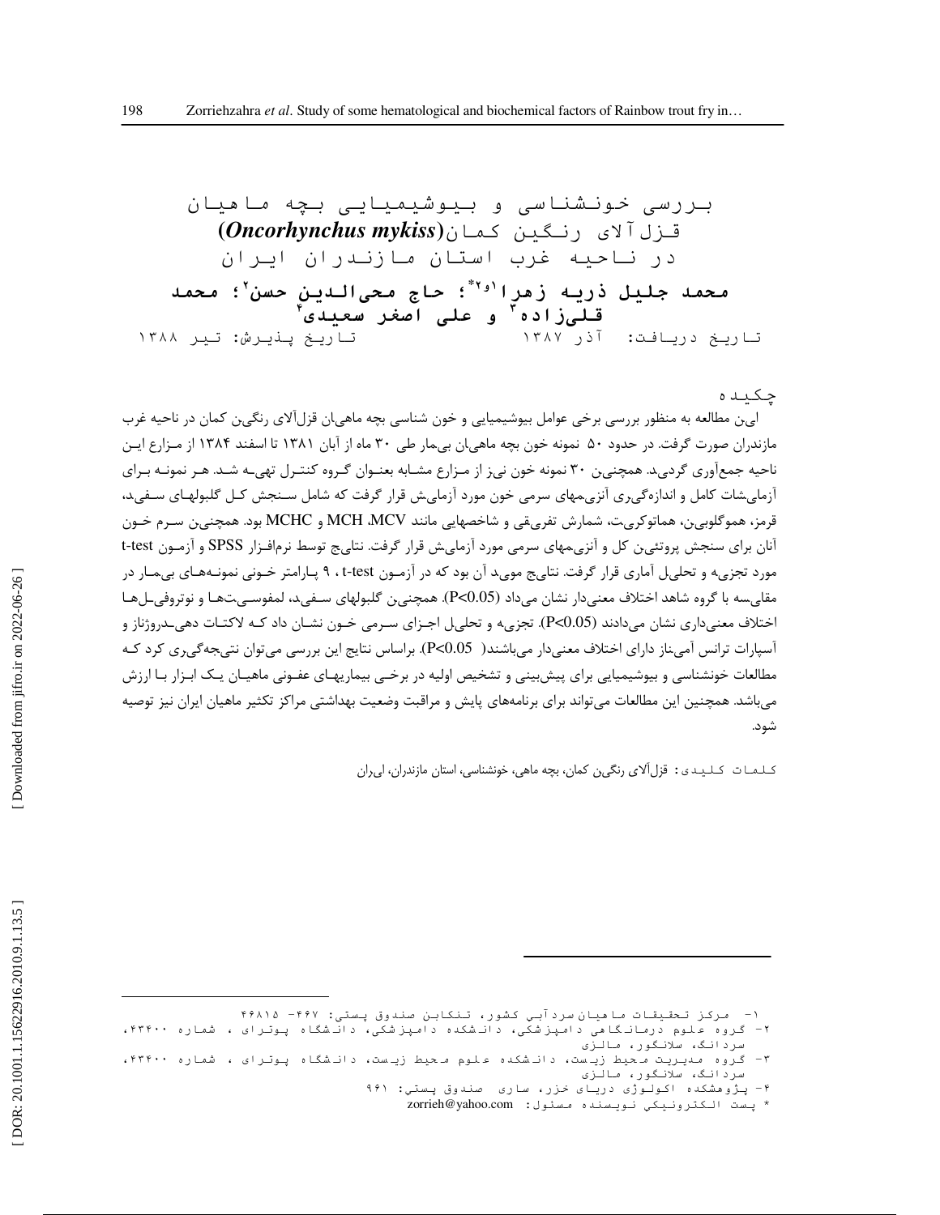# بررسی خونشناسی و بیوشیمیایی بچه ماهیان قزل آلای رنگین کمان(*Oncorhynchus mykiss*) در ناحیه غرب استان مازندران ایران

**محمد جلیل ذریه زهرا[1و2*]؛ حاج محی‌الدین حسن[2]؛ محمد قلی‌زاده[3] و علی اصغر سعیدی[4]**

تاریخ دریافت: آذر ۱۳۸۷ تاریخ پذیرش: تیر ۱۳۸۸

## چکیده

این مطالعه به منظور بررسی برخی عوامل بیوشیمیایی و خون شناسی بچه ماهیان قزل‌آلای رنگین کمان در ناحیه غرب مازندران صورت گرفت. در حدود ۵۰ نمونه خون بچه ماهیان بیمار طی ۳۰ ماه از آبان ۱۳۸۱ تا اسفند ۱۳۸۴ از مزارع این ناحیه جمع‌آوری گردید. همچنین ۳۰ نمونه خون نیز از مزارع مشابه بعنوان گروه کنترل تهیه شد. هر نمونه برای آزمایشات کامل و اندازه‌گیری آنزیم‌های سرمی خون مورد آزمایش قرار گرفت که شامل سنجش کل گلبولهای سفید، قرمز، هموگلوبین، هماتوکریت، شمارش تفریقی و شاخصهایی مانند MCV، MCH و MCHC بود. همچنین سرم خون آنان برای سنجش پروتئین کل و آنزیم‌های سرمی مورد آزمایش قرار گرفت. نتایج توسط نرم‌افزار SPSS و آزمون t-test مورد تجزیه و تحلیل آماری قرار گرفت. نتایج موید آن بود که در آزمون t-test ، ۹ پارامتر خونی نمونه‌های بیمار در مقایسه با گروه شاهد اختلاف معنی‌دار نشان می‌داد ($P<0.05$). همچنین گلبولهای سفید، لمفوسیت‌ها و نوتروفیل‌ها اختلاف معنی‌داری نشان می‌دادند ($P<0.05$). تجزیه و تحلیل اجزای سرمی خون نشان داد که لاکتات دهیدروژناز و آسپارات ترانس آمیناز دارای اختلاف معنی‌دار می‌باشند( $P<0.05$). براساس نتایج این بررسی می‌توان نتیجه‌گیری کرد که مطالعات خونشناسی و بیوشیمیایی برای پیش‌بینی و تشخیص اولیه در برخی بیماریهای عفونی ماهیان یک ابزار با ارزش می‌باشد. همچنین این مطالعات می‌تواند برای برنامه‌های پایش و مراقبت وضعیت بهداشتی مراکز تکثیر ماهیان ایران نیز توصیه شود.

**کلمات کلیدی:** قزل‌آلای رنگین کمان، بچه ماهی، خونشناسی، استان مازندران، ایران

---

۱- مرکز تحقیقات ماهیان سردآبی کشور، تنکابن صندوق پستی: ۴۶۷- ۴۶۸۱۵

۲- گروه علوم درمانگاهی دامپزشکی، دانشکده دامپزشکی، دانشگاه پوترای ، شماره ۴۳۴۰۰، سردانگ، سلانگور، مالزی

۳- گروه مدیریت محیط زیست، دانشکده علوم محیط زیست، دانشگاه پوترای ، شماره ۴۳۴۰۰، سردانگ، سلانگور، مالزی

۴- پژوهشکده اکولوژی دریای خزر، ساری صندوق پستی: ۹۶۱

\* پست الکترونیکی نویسنده مسئول: zorrieh@yahoo.com